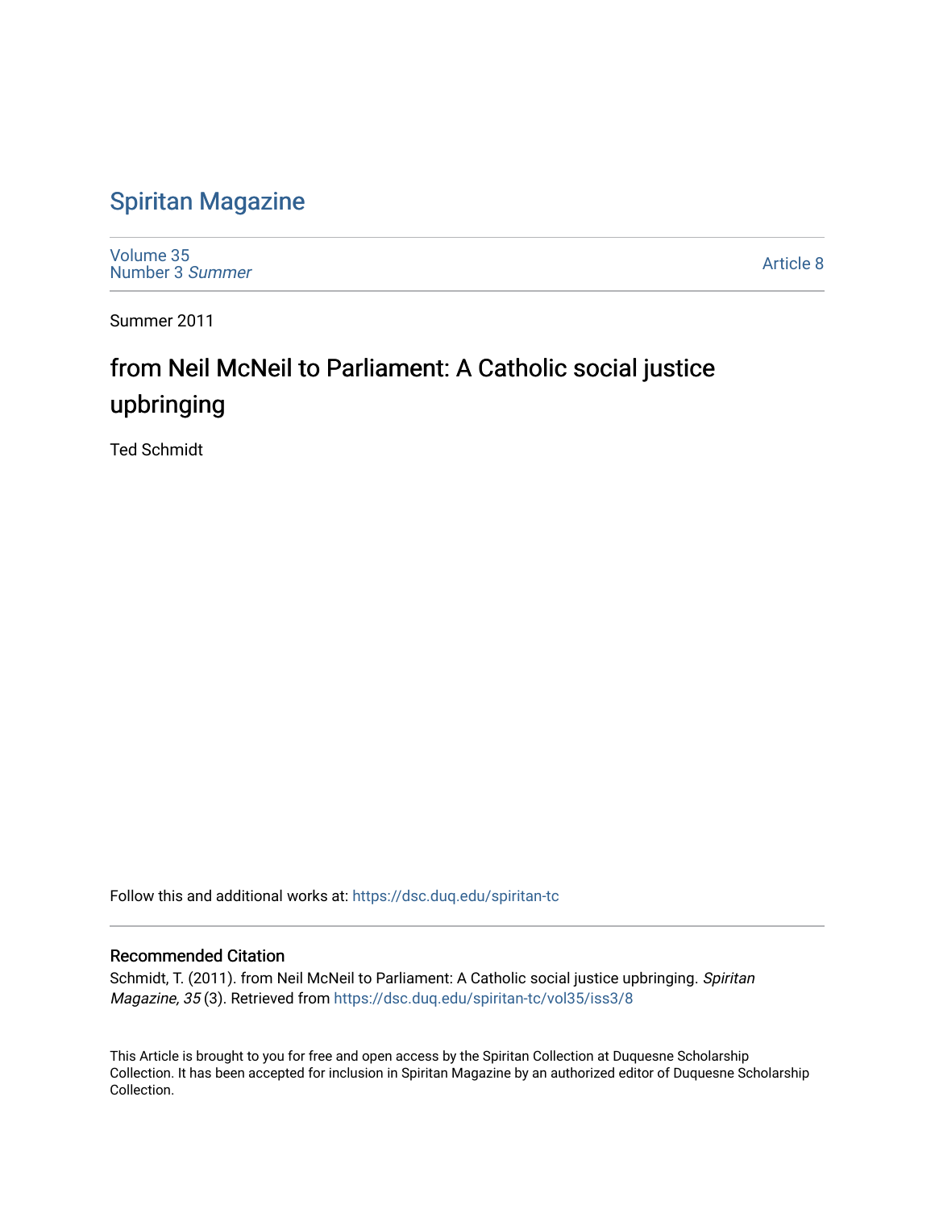# Spiritan Magazine

Volume 35
Number 3 *Summer*

Article 8

Summer 2011

## from Neil McNeil to Parliament: A Catholic social justice upbringing

Ted Schmidt

Follow this and additional works at: https://dsc.duq.edu/spiritan-tc

### Recommended Citation

Schmidt, T. (2011). from Neil McNeil to Parliament: A Catholic social justice upbringing. *Spiritan Magazine, 35* (3). Retrieved from https://dsc.duq.edu/spiritan-tc/vol35/iss3/8

This Article is brought to you for free and open access by the Spiritan Collection at Duquesne Scholarship Collection. It has been accepted for inclusion in Spiritan Magazine by an authorized editor of Duquesne Scholarship Collection.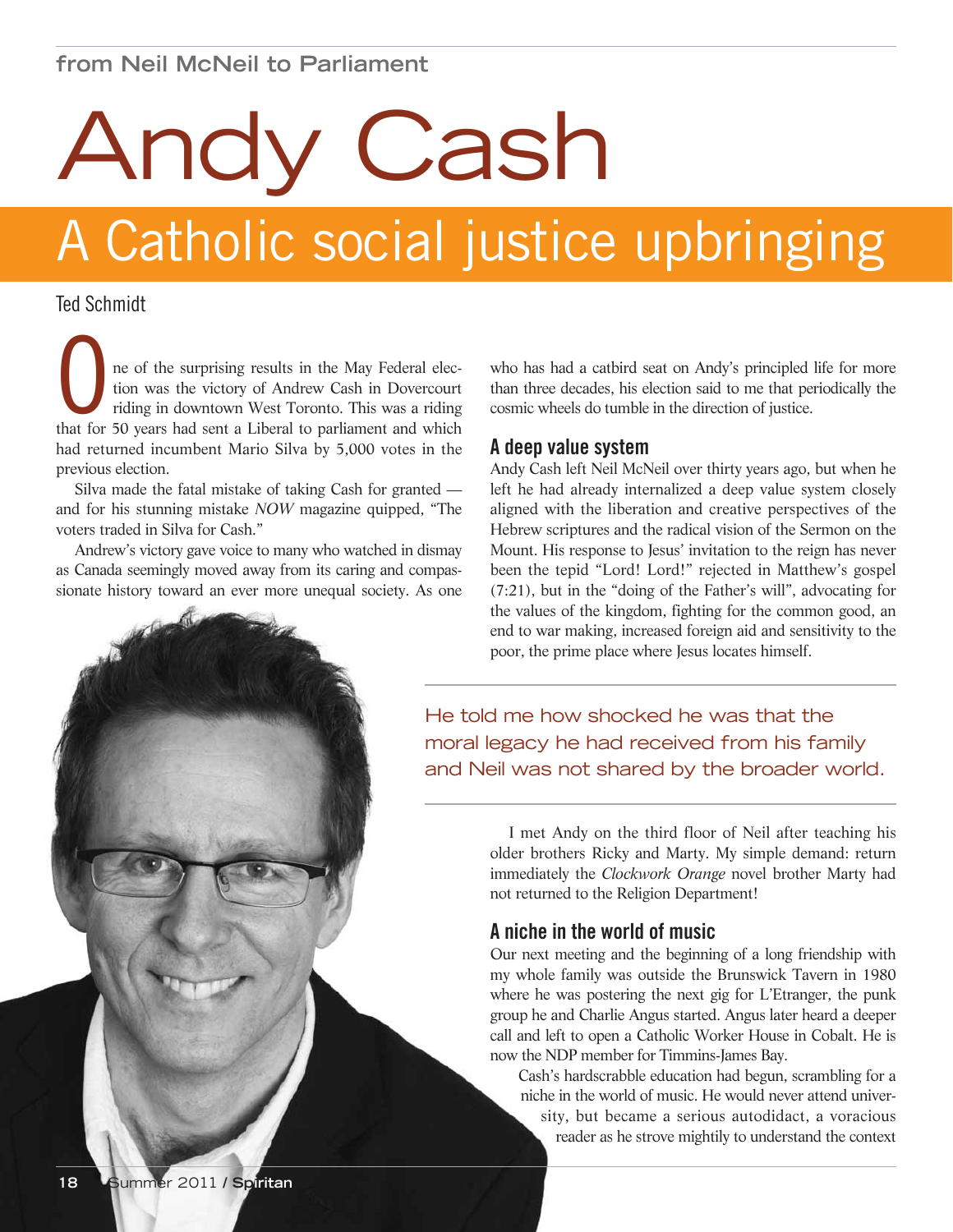from Neil McNeil to Parliament

# Andy Cash

## A Catholic social justice upbringing

Ted Schmidt

One of the surprising results in the May Federal election was the victory of Andrew Cash in Dovercourt riding in downtown West Toronto. This was a riding that for 50 years had sent a Liberal to parliament and which had returned incumbent Mario Silva by 5,000 votes in the previous election.

Silva made the fatal mistake of taking Cash for granted — and for his stunning mistake *NOW* magazine quipped, "The voters traded in Silva for Cash."

Andrew's victory gave voice to many who watched in dismay as Canada seemingly moved away from its caring and compassionate history toward an ever more unequal society. As one who has had a catbird seat on Andy's principled life for more than three decades, his election said to me that periodically the cosmic wheels do tumble in the direction of justice.

### A deep value system

Andy Cash left Neil McNeil over thirty years ago, but when he left he had already internalized a deep value system closely aligned with the liberation and creative perspectives of the Hebrew scriptures and the radical vision of the Sermon on the Mount. His response to Jesus' invitation to the reign has never been the tepid "Lord! Lord!" rejected in Matthew's gospel (7:21), but in the "doing of the Father's will", advocating for the values of the kingdom, fighting for the common good, an end to war making, increased foreign aid and sensitivity to the poor, the prime place where Jesus locates himself.

He told me how shocked he was that the moral legacy he had received from his family and Neil was not shared by the broader world.

I met Andy on the third floor of Neil after teaching his older brothers Ricky and Marty. My simple demand: return immediately the *Clockwork Orange* novel brother Marty had not returned to the Religion Department!

### A niche in the world of music

Our next meeting and the beginning of a long friendship with my whole family was outside the Brunswick Tavern in 1980 where he was postering the next gig for L'Etranger, the punk group he and Charlie Angus started. Angus later heard a deeper call and left to open a Catholic Worker House in Cobalt. He is now the NDP member for Timmins-James Bay.

Cash's hardscrabble education had begun, scrambling for a niche in the world of music. He would never attend university, but became a serious autodidact, a voracious reader as he strove mightily to understand the context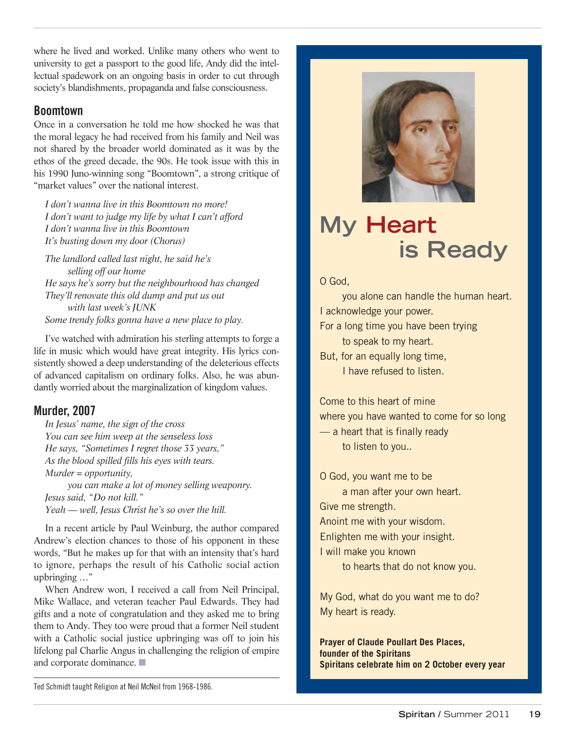where he lived and worked. Unlike many others who went to university to get a passport to the good life, Andy did the intellectual spadework on an ongoing basis in order to cut through society's blandishments, propaganda and false consciousness.

## Boomtown

Once in a conversation he told me how shocked he was that the moral legacy he had received from his family and Neil was not shared by the broader world dominated as it was by the ethos of the greed decade, the 90s. He took issue with this in his 1990 Juno-winning song "Boomtown", a strong critique of "market values" over the national interest.

*I don't wanna live in this Boomtown no more!*
*I don't want to judge my life by what I can't afford*
*I don't wanna live in this Boomtown*
*It's busting down my door (Chorus)*

*The landlord called last night, he said he's*
*selling off our home*
*He says he's sorry but the neighbourhood has changed*
*They'll renovate this old dump and put us out*
*with last week's JUNK*
*Some trendy folks gonna have a new place to play.*

I've watched with admiration his sterling attempts to forge a life in music which would have great integrity. His lyrics consistently showed a deep understanding of the deleterious effects of advanced capitalism on ordinary folks. Also, he was abundantly worried about the marginalization of kingdom values.

## Murder, 2007

*In Jesus' name, the sign of the cross*
*You can see him weep at the senseless loss*
*He says, "Sometimes I regret those 33 years,"*
*As the blood spilled fills his eyes with tears.*
*Murder = opportunity,*
*you can make a lot of money selling weaponry.*
*Jesus said, "Do not kill."*
*Yeah — well, Jesus Christ he's so over the hill.*

In a recent article by Paul Weinburg, the author compared Andrew's election chances to those of his opponent in these words, "But he makes up for that with an intensity that's hard to ignore, perhaps the result of his Catholic social action upbringing ..."

When Andrew won, I received a call from Neil Principal, Mike Wallace, and veteran teacher Paul Edwards. They had gifts and a note of congratulation and they asked me to bring them to Andy. They too were proud that a former Neil student with a Catholic social justice upbringing was off to join his lifelong pal Charlie Angus in challenging the religion of empire and corporate dominance.

Ted Schmidt taught Religion at Neil McNeil from 1968-1986.

## My Heart is Ready

O God,
you alone can handle the human heart.
I acknowledge your power.
For a long time you have been trying
to speak to my heart.
But, for an equally long time,
I have refused to listen.

Come to this heart of mine
where you have wanted to come for so long
— a heart that is finally ready
to listen to you..

O God, you want me to be
a man after your own heart.
Give me strength.
Anoint me with your wisdom.
Enlighten me with your insight.
I will make you known
to hearts that do not know you.

My God, what do you want me to do?
My heart is ready.

**Prayer of Claude Poullart Des Places, founder of the Spiritans**
**Spiritans celebrate him on 2 October every year**